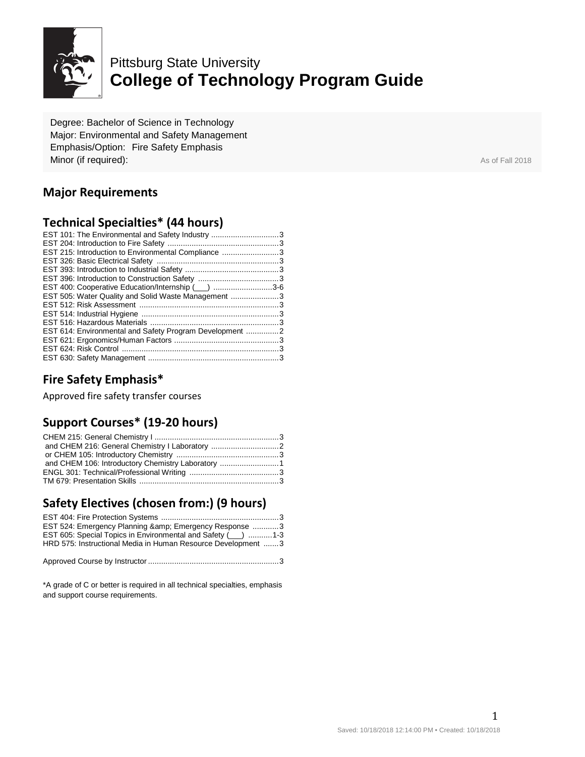Pittsburg State University
# College of Technology Program Guide

Degree: Bachelor of Science in Technology
Major: Environmental and Safety Management
Emphasis/Option: Fire Safety Emphasis
Minor (if required):

As of Fall 2018

## Major Requirements

## Technical Specialties* (44 hours)

EST 101: The Environmental and Safety Industry ............................... 3
EST 204: Introduction to Fire Safety ............................... 3
EST 215: Introduction to Environmental Compliance ............................... 3
EST 326: Basic Electrical Safety ............................... 3
EST 393: Introduction to Industrial Safety ............................... 3
EST 396: Introduction to Construction Safety ............................... 3
EST 400: Cooperative Education/Internship (___) ............................... 3-6
EST 505: Water Quality and Solid Waste Management ............................... 3
EST 512: Risk Assessment ............................... 3
EST 514: Industrial Hygiene ............................... 3
EST 516: Hazardous Materials ............................... 3
EST 614: Environmental and Safety Program Development ............................... 2
EST 621: Ergonomics/Human Factors ............................... 3
EST 624: Risk Control ............................... 3
EST 630: Safety Management ............................... 3

## Fire Safety Emphasis*

Approved fire safety transfer courses

## Support Courses* (19-20 hours)

CHEM 215: General Chemistry I ............................... 3
and CHEM 216: General Chemistry I Laboratory ............................... 2
or CHEM 105: Introductory Chemistry ............................... 3
and CHEM 106: Introductory Chemistry Laboratory ............................... 1
ENGL 301: Technical/Professional Writing ............................... 3
TM 679: Presentation Skills ............................... 3

## Safety Electives (chosen from:) (9 hours)

EST 404: Fire Protection Systems ............................... 3
EST 524: Emergency Planning &amp; Emergency Response ............................... 3
EST 605: Special Topics in Environmental and Safety (___) ............................... 1-3
HRD 575: Instructional Media in Human Resource Development ............................... 3

Approved Course by Instructor ............................... 3

*A grade of C or better is required in all technical specialties, emphasis and support course requirements.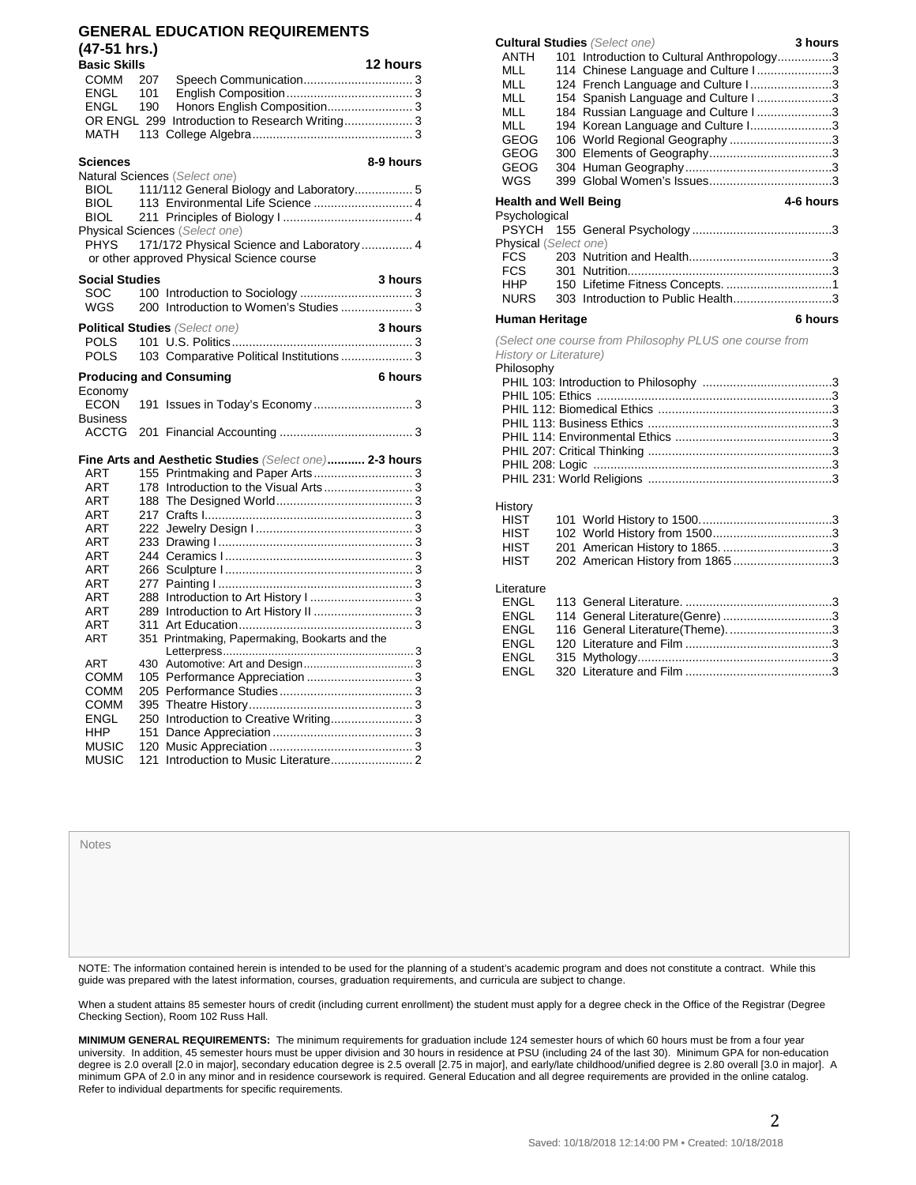## GENERAL EDUCATION REQUIREMENTS (47-51 hrs.)

### Basic Skills — 12 hours

| | | | |
|---|---|---|---|
| COMM | 207 | Speech Communication | 3 |
| ENGL | 101 | English Composition | 3 |
| ENGL | 190 | Honors English Composition | 3 |
| OR ENGL | 299 | Introduction to Research Writing | 3 |
| MATH | 113 | College Algebra | 3 |

### Sciences — 8-9 hours

Natural Sciences (*Select one*)

| | | | |
|---|---|---|---|
| BIOL | 111/112 | General Biology and Laboratory | 5 |
| BIOL | 113 | Environmental Life Science | 4 |
| BIOL | 211 | Principles of Biology I | 4 |

Physical Sciences (*Select one*)

| | | | |
|---|---|---|---|
| PHYS | 171/172 | Physical Science and Laboratory | 4 |

or other approved Physical Science course

### Social Studies — 3 hours

| | | | |
|---|---|---|---|
| SOC | 100 | Introduction to Sociology | 3 |
| WGS | 200 | Introduction to Women's Studies | 3 |

### Political Studies (*Select one*) — 3 hours

| | | | |
|---|---|---|---|
| POLS | 101 | U.S. Politics | 3 |
| POLS | 103 | Comparative Political Institutions | 3 |

### Producing and Consuming — 6 hours

Economy

| | | | |
|---|---|---|---|
| ECON | 191 | Issues in Today's Economy | 3 |

Business

| | | | |
|---|---|---|---|
| ACCTG | 201 | Financial Accounting | 3 |

### Fine Arts and Aesthetic Studies (*Select one*) — 2-3 hours

| | | | |
|---|---|---|---|
| ART | 155 | Printmaking and Paper Arts | 3 |
| ART | 178 | Introduction to the Visual Arts | 3 |
| ART | 188 | The Designed World | 3 |
| ART | 217 | Crafts I | 3 |
| ART | 222 | Jewelry Design I | 3 |
| ART | 233 | Drawing I | 3 |
| ART | 244 | Ceramics I | 3 |
| ART | 266 | Sculpture I | 3 |
| ART | 277 | Painting I | 3 |
| ART | 288 | Introduction to Art History I | 3 |
| ART | 289 | Introduction to Art History II | 3 |
| ART | 311 | Art Education | 3 |
| ART | 351 | Printmaking, Papermaking, Bookarts and the Letterpress | 3 |
| ART | 430 | Automotive: Art and Design | 3 |
| COMM | 105 | Performance Appreciation | 3 |
| COMM | 205 | Performance Studies | 3 |
| COMM | 395 | Theatre History | 3 |
| ENGL | 250 | Introduction to Creative Writing | 3 |
| HHP | 151 | Dance Appreciation | 3 |
| MUSIC | 120 | Music Appreciation | 3 |
| MUSIC | 121 | Introduction to Music Literature | 2 |

### Cultural Studies (*Select one*) — 3 hours

| | | | |
|---|---|---|---|
| ANTH | 101 | Introduction to Cultural Anthropology | 3 |
| MLL | 114 | Chinese Language and Culture I | 3 |
| MLL | 124 | French Language and Culture I | 3 |
| MLL | 154 | Spanish Language and Culture I | 3 |
| MLL | 184 | Russian Language and Culture I | 3 |
| MLL | 194 | Korean Language and Culture I | 3 |
| GEOG | 106 | World Regional Geography | 3 |
| GEOG | 300 | Elements of Geography | 3 |
| GEOG | 304 | Human Geography | 3 |
| WGS | 399 | Global Women's Issues | 3 |

### Health and Well Being — 4-6 hours

Psychological

| | | | |
|---|---|---|---|
| PSYCH | 155 | General Psychology | 3 |

Physical (*Select one*)

| | | | |
|---|---|---|---|
| FCS | 203 | Nutrition and Health | 3 |
| FCS | 301 | Nutrition | 3 |
| HHP | 150 | Lifetime Fitness Concepts. | 1 |
| NURS | 303 | Introduction to Public Health | 3 |

### Human Heritage — 6 hours

*(Select one course from Philosophy PLUS one course from History or Literature)*

Philosophy

| | |
|---|---|
| PHIL 103: Introduction to Philosophy | 3 |
| PHIL 105: Ethics | 3 |
| PHIL 112: Biomedical Ethics | 3 |
| PHIL 113: Business Ethics | 3 |
| PHIL 114: Environmental Ethics | 3 |
| PHIL 207: Critical Thinking | 3 |
| PHIL 208: Logic | 3 |
| PHIL 231: World Religions | 3 |

History

| | | | |
|---|---|---|---|
| HIST | 101 | World History to 1500. | 3 |
| HIST | 102 | World History from 1500 | 3 |
| HIST | 201 | American History to 1865. | 3 |
| HIST | 202 | American History from 1865 | 3 |

Literature

| | | | |
|---|---|---|---|
| ENGL | 113 | General Literature. | 3 |
| ENGL | 114 | General Literature(Genre) | 3 |
| ENGL | 116 | General Literature(Theme). | 3 |
| ENGL | 120 | Literature and Film | 3 |
| ENGL | 315 | Mythology | 3 |
| ENGL | 320 | Literature and Film | 3 |

Notes

NOTE: The information contained herein is intended to be used for the planning of a student's academic program and does not constitute a contract. While this guide was prepared with the latest information, courses, graduation requirements, and curricula are subject to change.

When a student attains 85 semester hours of credit (including current enrollment) the student must apply for a degree check in the Office of the Registrar (Degree Checking Section), Room 102 Russ Hall.

**MINIMUM GENERAL REQUIREMENTS:** The minimum requirements for graduation include 124 semester hours of which 60 hours must be from a four year university. In addition, 45 semester hours must be upper division and 30 hours in residence at PSU (including 24 of the last 30). Minimum GPA for non-education degree is 2.0 overall [2.0 in major], secondary education degree is 2.5 overall [2.75 in major], and early/late childhood/unified degree is 2.80 overall [3.0 in major]. A minimum GPA of 2.0 in any minor and in residence coursework is required. General Education and all degree requirements are provided in the online catalog. Refer to individual departments for specific requirements.

Saved: 10/18/2018 12:14:00 PM • Created: 10/18/2018